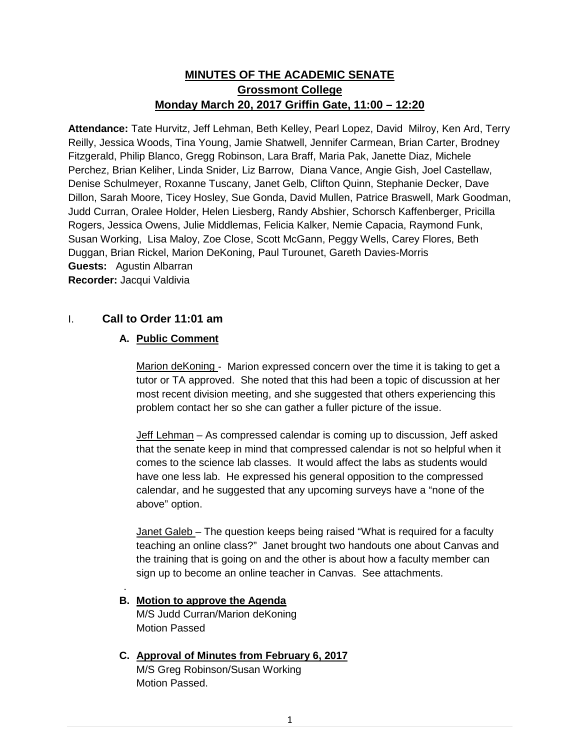# MINUTES OF THE ACADEMIC SENATE
## Grossmont College
## Monday March 20, 2017 Griffin Gate, 11:00 – 12:20

**Attendance:** Tate Hurvitz, Jeff Lehman, Beth Kelley, Pearl Lopez, David Milroy, Ken Ard, Terry Reilly, Jessica Woods, Tina Young, Jamie Shatwell, Jennifer Carmean, Brian Carter, Brodney Fitzgerald, Philip Blanco, Gregg Robinson, Lara Braff, Maria Pak, Janette Diaz, Michele Perchez, Brian Keliher, Linda Snider, Liz Barrow, Diana Vance, Angie Gish, Joel Castellaw, Denise Schulmeyer, Roxanne Tuscany, Janet Gelb, Clifton Quinn, Stephanie Decker, Dave Dillon, Sarah Moore, Ticey Hosley, Sue Gonda, David Mullen, Patrice Braswell, Mark Goodman, Judd Curran, Oralee Holder, Helen Liesberg, Randy Abshier, Schorsch Kaffenberger, Pricilla Rogers, Jessica Owens, Julie Middlemas, Felicia Kalker, Nemie Capacia, Raymond Funk, Susan Working, Lisa Maloy, Zoe Close, Scott McGann, Peggy Wells, Carey Flores, Beth Duggan, Brian Rickel, Marion DeKoning, Paul Turounet, Gareth Davies-Morris
**Guests:** Agustin Albarran
**Recorder:** Jacqui Valdivia

## I. Call to Order 11:01 am

### A. Public Comment

Marion deKoning - Marion expressed concern over the time it is taking to get a tutor or TA approved. She noted that this had been a topic of discussion at her most recent division meeting, and she suggested that others experiencing this problem contact her so she can gather a fuller picture of the issue.

Jeff Lehman – As compressed calendar is coming up to discussion, Jeff asked that the senate keep in mind that compressed calendar is not so helpful when it comes to the science lab classes. It would affect the labs as students would have one less lab. He expressed his general opposition to the compressed calendar, and he suggested that any upcoming surveys have a “none of the above” option.

Janet Galeb – The question keeps being raised “What is required for a faculty teaching an online class?” Janet brought two handouts one about Canvas and the training that is going on and the other is about how a faculty member can sign up to become an online teacher in Canvas. See attachments.

### B. Motion to approve the Agenda

M/S Judd Curran/Marion deKoning
Motion Passed

### C. Approval of Minutes from February 6, 2017

M/S Greg Robinson/Susan Working
Motion Passed.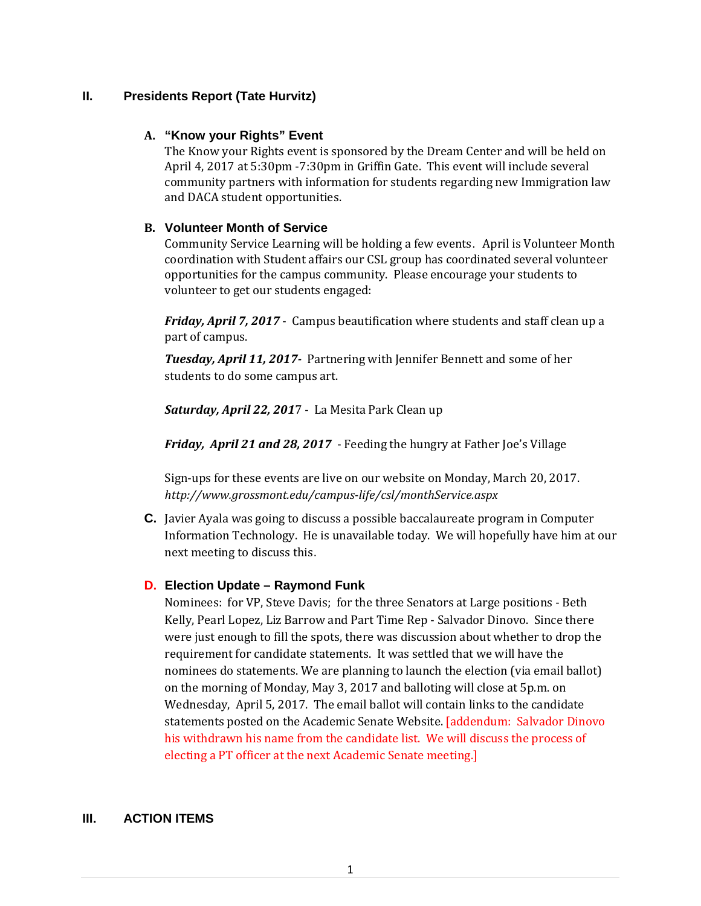## II. Presidents Report (Tate Hurvitz)

### A. "Know your Rights" Event

The Know your Rights event is sponsored by the Dream Center and will be held on April 4, 2017 at 5:30pm -7:30pm in Griffin Gate. This event will include several community partners with information for students regarding new Immigration law and DACA student opportunities.

### B. Volunteer Month of Service

Community Service Learning will be holding a few events. April is Volunteer Month coordination with Student affairs our CSL group has coordinated several volunteer opportunities for the campus community. Please encourage your students to volunteer to get our students engaged:

***Friday, April 7, 2017*** - Campus beautification where students and staff clean up a part of campus.

***Tuesday, April 11, 2017-*** Partnering with Jennifer Bennett and some of her students to do some campus art.

***Saturday, April 22, 201***7 - La Mesita Park Clean up

***Friday, April 21 and 28, 2017*** - Feeding the hungry at Father Joe's Village

Sign-ups for these events are live on our website on Monday, March 20, 2017.
*http://www.grossmont.edu/campus-life/csl/monthService.aspx*

**C.** Javier Ayala was going to discuss a possible baccalaureate program in Computer Information Technology. He is unavailable today. We will hopefully have him at our next meeting to discuss this.

### D. Election Update – Raymond Funk

Nominees: for VP, Steve Davis; for the three Senators at Large positions - Beth Kelly, Pearl Lopez, Liz Barrow and Part Time Rep - Salvador Dinovo. Since there were just enough to fill the spots, there was discussion about whether to drop the requirement for candidate statements. It was settled that we will have the nominees do statements. We are planning to launch the election (via email ballot) on the morning of Monday, May 3, 2017 and balloting will close at 5p.m. on Wednesday, April 5, 2017. The email ballot will contain links to the candidate statements posted on the Academic Senate Website. [addendum: Salvador Dinovo his withdrawn his name from the candidate list. We will discuss the process of electing a PT officer at the next Academic Senate meeting.]

## III. ACTION ITEMS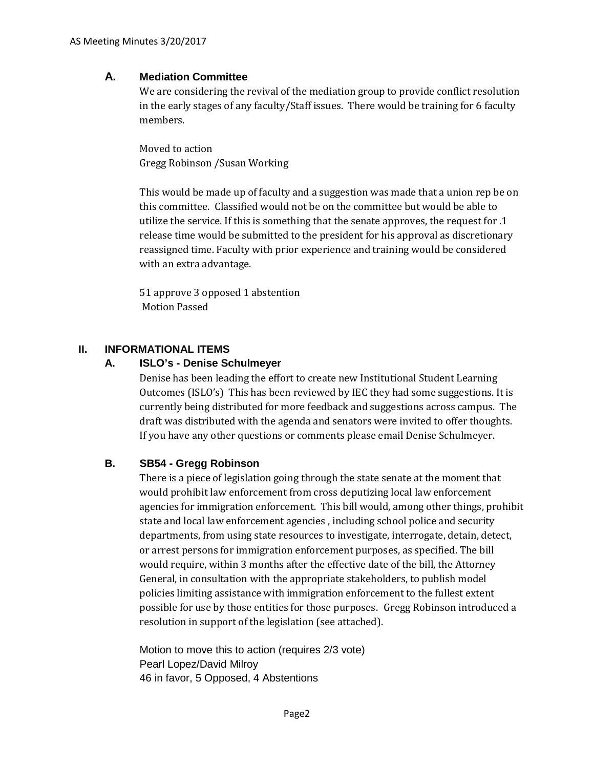### A. Mediation Committee

We are considering the revival of the mediation group to provide conflict resolution in the early stages of any faculty/Staff issues. There would be training for 6 faculty members.

Moved to action
Gregg Robinson /Susan Working

This would be made up of faculty and a suggestion was made that a union rep be on this committee. Classified would not be on the committee but would be able to utilize the service. If this is something that the senate approves, the request for .1 release time would be submitted to the president for his approval as discretionary reassigned time. Faculty with prior experience and training would be considered with an extra advantage.

51 approve 3 opposed 1 abstention
Motion Passed

## II. INFORMATIONAL ITEMS

### A. ISLO's - Denise Schulmeyer

Denise has been leading the effort to create new Institutional Student Learning Outcomes (ISLO's) This has been reviewed by IEC they had some suggestions. It is currently being distributed for more feedback and suggestions across campus. The draft was distributed with the agenda and senators were invited to offer thoughts. If you have any other questions or comments please email Denise Schulmeyer.

### B. SB54 - Gregg Robinson

There is a piece of legislation going through the state senate at the moment that would prohibit law enforcement from cross deputizing local law enforcement agencies for immigration enforcement. This bill would, among other things, prohibit state and local law enforcement agencies , including school police and security departments, from using state resources to investigate, interrogate, detain, detect, or arrest persons for immigration enforcement purposes, as specified. The bill would require, within 3 months after the effective date of the bill, the Attorney General, in consultation with the appropriate stakeholders, to publish model policies limiting assistance with immigration enforcement to the fullest extent possible for use by those entities for those purposes. Gregg Robinson introduced a resolution in support of the legislation (see attached).

Motion to move this to action (requires 2/3 vote)
Pearl Lopez/David Milroy
46 in favor, 5 Opposed, 4 Abstentions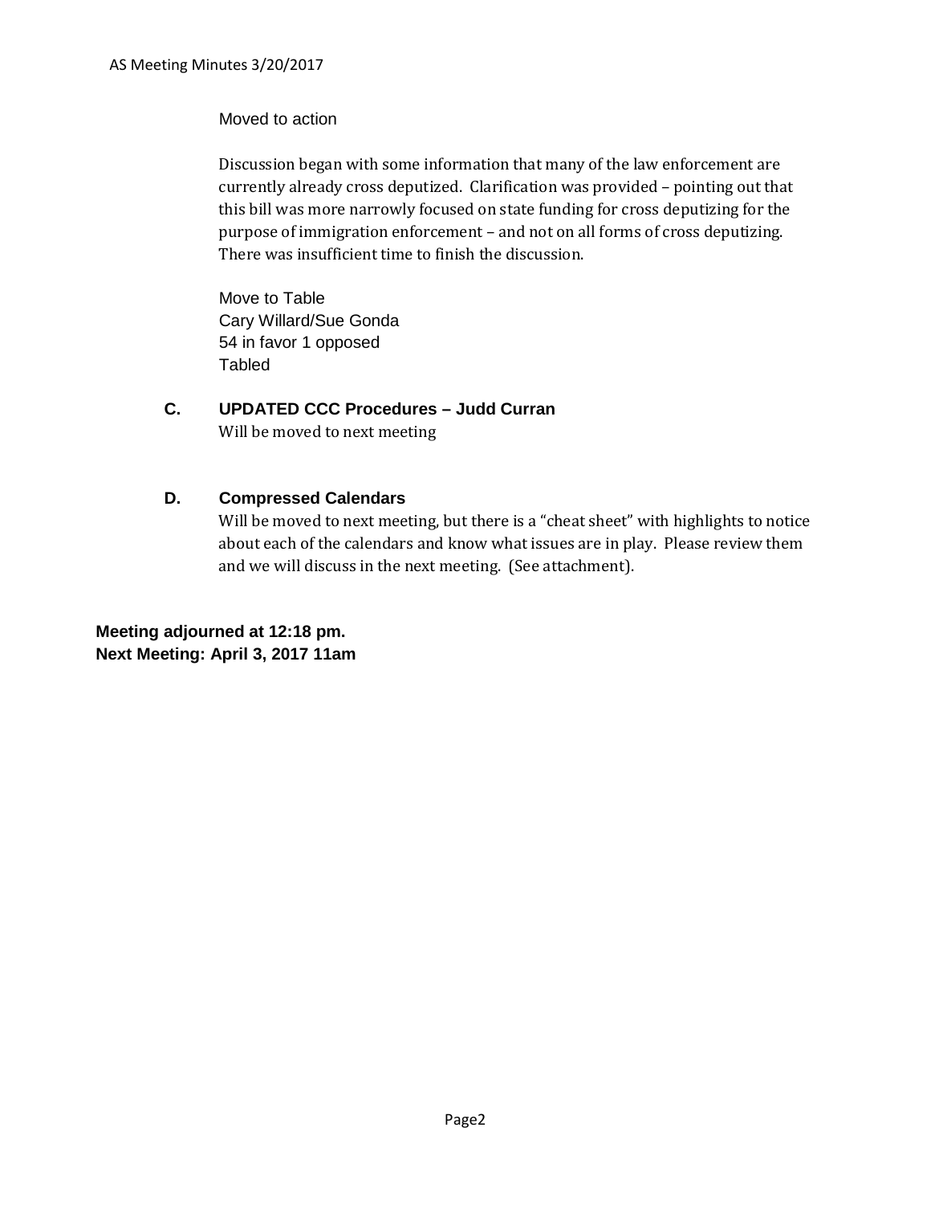Moved to action

Discussion began with some information that many of the law enforcement are currently already cross deputized. Clarification was provided – pointing out that this bill was more narrowly focused on state funding for cross deputizing for the purpose of immigration enforcement – and not on all forms of cross deputizing. There was insufficient time to finish the discussion.

Move to Table
Cary Willard/Sue Gonda
54 in favor 1 opposed
Tabled

**C. UPDATED CCC Procedures – Judd Curran**

Will be moved to next meeting

**D. Compressed Calendars**

Will be moved to next meeting, but there is a "cheat sheet" with highlights to notice about each of the calendars and know what issues are in play. Please review them and we will discuss in the next meeting. (See attachment).

**Meeting adjourned at 12:18 pm.**
**Next Meeting: April 3, 2017 11am**